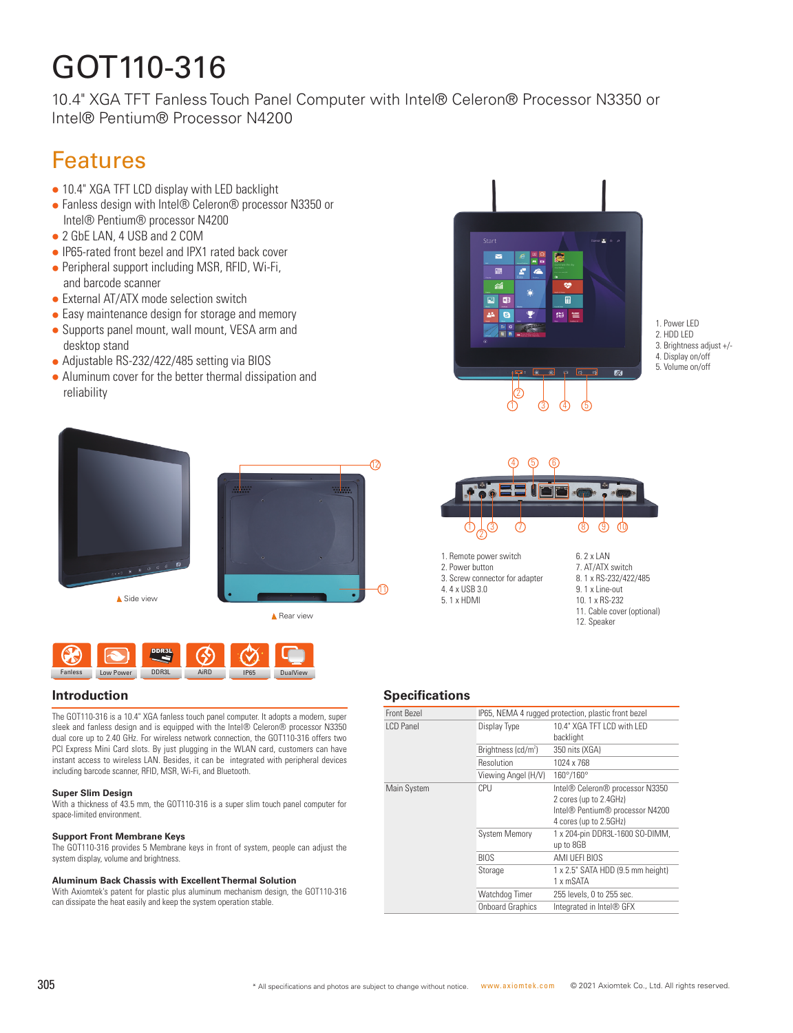# GOT110-316

10.4" XGA TFT Fanless Touch Panel Computer with Intel® Celeron® Processor N3350 or Intel® Pentium® Processor N4200

## Features

- 10.4" XGA TFT LCD display with LED backlight
- Fanless design with Intel® Celeron® processor N3350 or Intel® Pentium® processor N4200
- 2 GbE LAN, 4 USB and 2 COM
- IP65-rated front bezel and IPX1 rated back cover
- Peripheral support including MSR, RFID, Wi-Fi, and barcode scanner
- External AT/ATX mode selection switch
- Easy maintenance design for storage and memory
- Supports panel mount, wall mount, VESA arm and desktop stand
- Adjustable RS-232/422/485 setting via BIOS
- Aluminum cover for the better thermal dissipation and reliability

1. Power LED
2. HDD LED
3. Brightness adjust +/-
4. Display on/off
5. Volume on/off

Side view

Rear view

1. Remote power switch
2. Power button
3. Screw connector for adapter
4. 4 x USB 3.0
5. 1 x HDMI
6. 2 x LAN
7. AT/ATX switch
8. 1 x RS-232/422/485
9. 1 x Line-out
10. 1 x RS-232
11. Cable cover (optional)
12. Speaker

Fanless | Low Power | DDR3L | AiRD | IP65 | DualView

## Introduction

The GOT110-316 is a 10.4" XGA fanless touch panel computer. It adopts a modern, super sleek and fanless design and is equipped with the Intel® Celeron® processor N3350 dual core up to 2.40 GHz. For wireless network connection, the GOT110-316 offers two PCI Express Mini Card slots. By just plugging in the WLAN card, customers can have instant access to wireless LAN. Besides, it can be integrated with peripheral devices including barcode scanner, RFID, MSR, Wi-Fi, and Bluetooth.

**Super Slim Design**
With a thickness of 43.5 mm, the GOT110-316 is a super slim touch panel computer for space-limited environment.

**Support Front Membrane Keys**
The GOT110-316 provides 5 Membrane keys in front of system, people can adjust the system display, volume and brightness.

**Aluminum Back Chassis with Excellent Thermal Solution**
With Axiomtek's patent for plastic plus aluminum mechanism design, the GOT110-316 can dissipate the heat easily and keep the system operation stable.

## Specifications

| | | |
|---|---|---|
| Front Bezel | IP65, NEMA 4 rugged protection, plastic front bezel | |
| LCD Panel | Display Type | 10.4" XGA TFT LCD with LED backlight |
| | Brightness (cd/m$^2$) | 350 nits (XGA) |
| | Resolution | 1024 x 768 |
| | Viewing Angel (H/V) | 160°/160° |
| Main System | CPU | Intel® Celeron® processor N3350 2 cores (up to 2.4GHz) Intel® Pentium® processor N4200 4 cores (up to 2.5GHz) |
| | System Memory | 1 x 204-pin DDR3L-1600 SO-DIMM, up to 8GB |
| | BIOS | AMI UEFI BIOS |
| | Storage | 1 x 2.5" SATA HDD (9.5 mm height) 1 x mSATA |
| | Watchdog Timer | 255 levels, 0 to 255 sec. |
| | Onboard Graphics | Integrated in Intel® GFX |

* All specifications and photos are subject to change without notice. www.axiomtek.com © 2021 Axiomtek Co., Ltd. All rights reserved.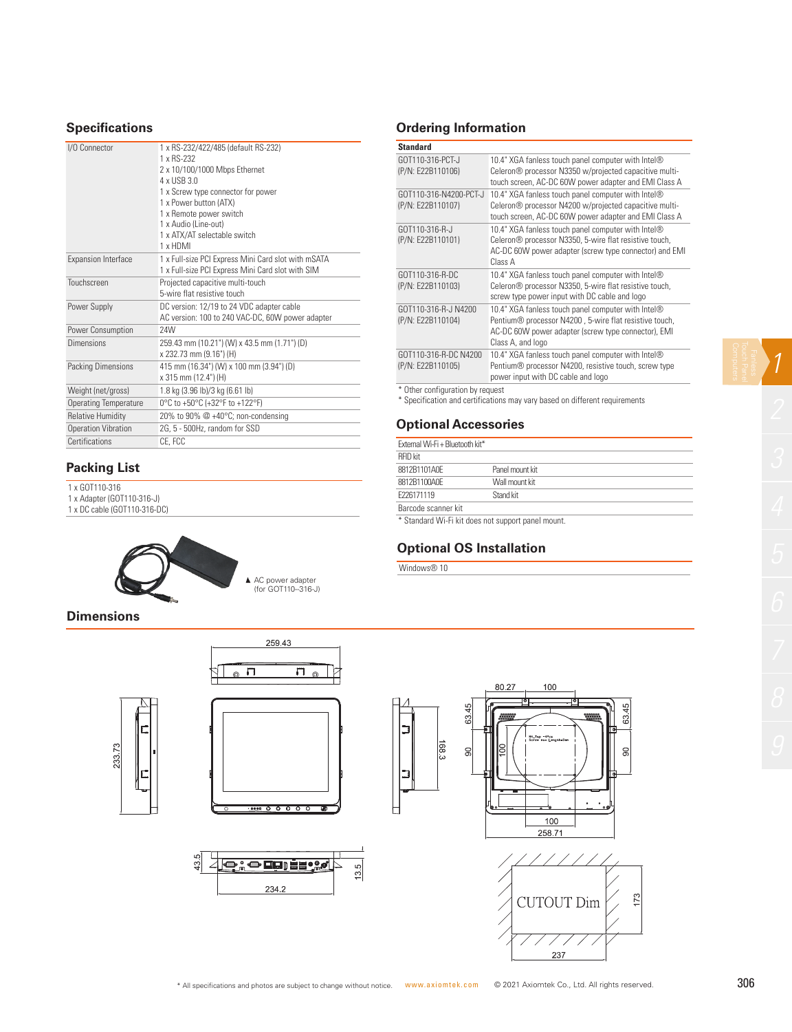## Specifications

| | |
|---|---|
| I/O Connector | 1 x RS-232/422/485 (default RS-232)<br>1 x RS-232<br>2 x 10/100/1000 Mbps Ethernet<br>4 x USB 3.0<br>1 x Screw type connector for power<br>1 x Power button (ATX)<br>1 x Remote power switch<br>1 x Audio (Line-out)<br>1 x ATX/AT selectable switch<br>1 x HDMI |
| Expansion Interface | 1 x Full-size PCI Express Mini Card slot with mSATA<br>1 x Full-size PCI Express Mini Card slot with SIM |
| Touchscreen | Projected capacitive multi-touch<br>5-wire flat resistive touch |
| Power Supply | DC version: 12/19 to 24 VDC adapter cable<br>AC version: 100 to 240 VAC-DC, 60W power adapter |
| Power Consumption | 24W |
| Dimensions | 259.43 mm (10.21") (W) x 43.5 mm (1.71") (D)<br>x 232.73 mm (9.16") (H) |
| Packing Dimensions | 415 mm (16.34") (W) x 100 mm (3.94") (D)<br>x 315 mm (12.4") (H) |
| Weight (net/gross) | 1.8 kg (3.96 lb)/3 kg (6.61 lb) |
| Operating Temperature | 0°C to +50°C (+32°F to +122°F) |
| Relative Humidity | 20% to 90% @ +40°C; non-condensing |
| Operation Vibration | 2G, 5 - 500Hz, random for SSD |
| Certifications | CE, FCC |

## Packing List

1 x GOT110-316
1 x Adapter (GOT110-316-J)
1 x DC cable (GOT110-316-DC)

▲ AC power adapter (for GOT110-316-J)

## Ordering Information

| Standard | |
|---|---|
| GOT110-316-PCT-J<br>(P/N: E22B110106) | 10.4" XGA fanless touch panel computer with Intel® Celeron® processor N3350 w/projected capacitive multi-touch screen, AC-DC 60W power adapter and EMI Class A |
| GOT110-316-N4200-PCT-J<br>(P/N: E22B110107) | 10.4" XGA fanless touch panel computer with Intel® Celeron® processor N4200 w/projected capacitive multi-touch screen, AC-DC 60W power adapter and EMI Class A |
| GOT110-316-R-J<br>(P/N: E22B110101) | 10.4" XGA fanless touch panel computer with Intel® Celeron® processor N3350, 5-wire flat resistive touch, AC-DC 60W power adapter (screw type connector) and EMI Class A |
| GOT110-316-R-DC<br>(P/N: E22B110103) | 10.4" XGA fanless touch panel computer with Intel® Celeron® processor N3350, 5-wire flat resistive touch, screw type power input with DC cable and logo |
| GOT110-316-R-J N4200<br>(P/N: E22B110104) | 10.4" XGA fanless touch panel computer with Intel® Pentium® processor N4200 , 5-wire flat resistive touch, AC-DC 60W power adapter (screw type connector), EMI Class A, and logo |
| GOT110-316-R-DC N4200<br>(P/N: E22B110105) | 10.4" XGA fanless touch panel computer with Intel® Pentium® processor N4200, resistive touch, screw type power input with DC cable and logo |

* Other configuration by request
* Specification and certifications may vary based on different requirements

## Optional Accessories

| | |
|---|---|
| External Wi-Fi + Bluetooth kit* | |
| RFID kit | |
| 8812B1101A0E | Panel mount kit |
| 8812B1100A0E | Wall mount kit |
| E226171119 | Stand kit |
| Barcode scanner kit | |

* Standard Wi-Fi kit does not support panel mount.

## Optional OS Installation

Windows® 10

## Dimensions

259.43, 233.73, 168.3, 80.27, 100, 63.45, 90, 100, 63.45, 90, 100, 258.71, 43.5, 13.5, 234.2

CUTOUT Dim 173 × 237

* All specifications and photos are subject to change without notice. www.axiomtek.com © 2021 Axiomtek Co., Ltd. All rights reserved.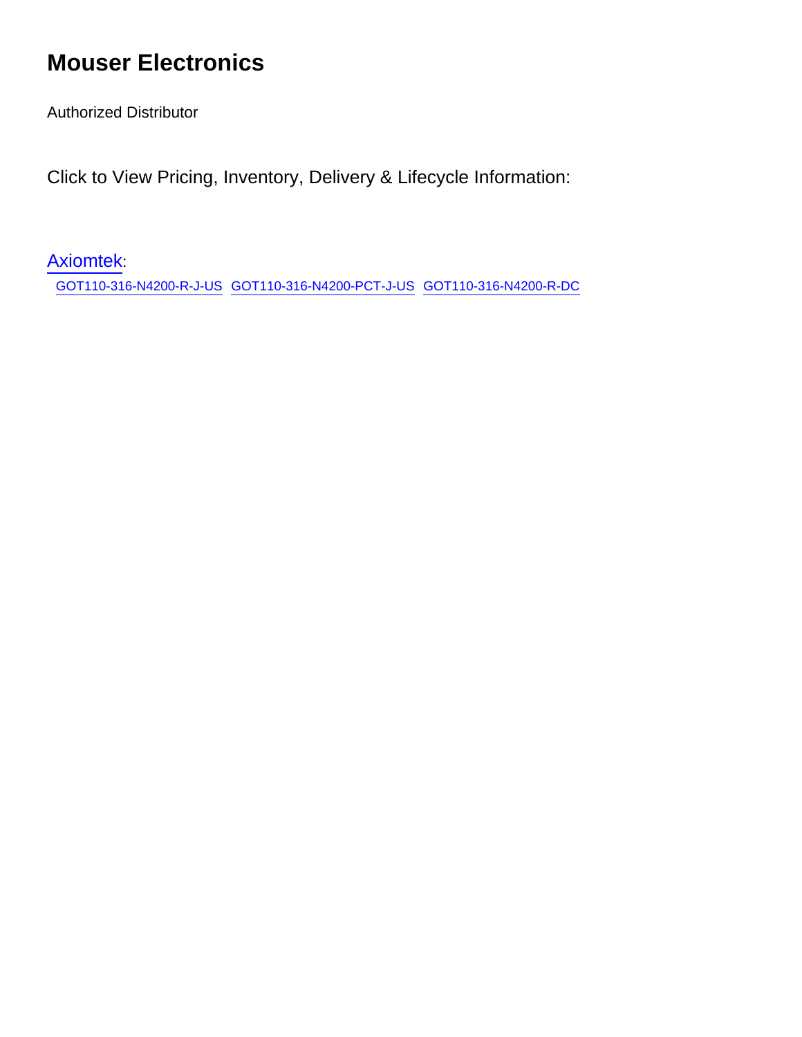# Mouser Electronics

Authorized Distributor

Click to View Pricing, Inventory, Delivery & Lifecycle Information:

Axiomtek:

GOT110-316-N4200-R-J-US GOT110-316-N4200-PCT-J-US GOT110-316-N4200-R-DC